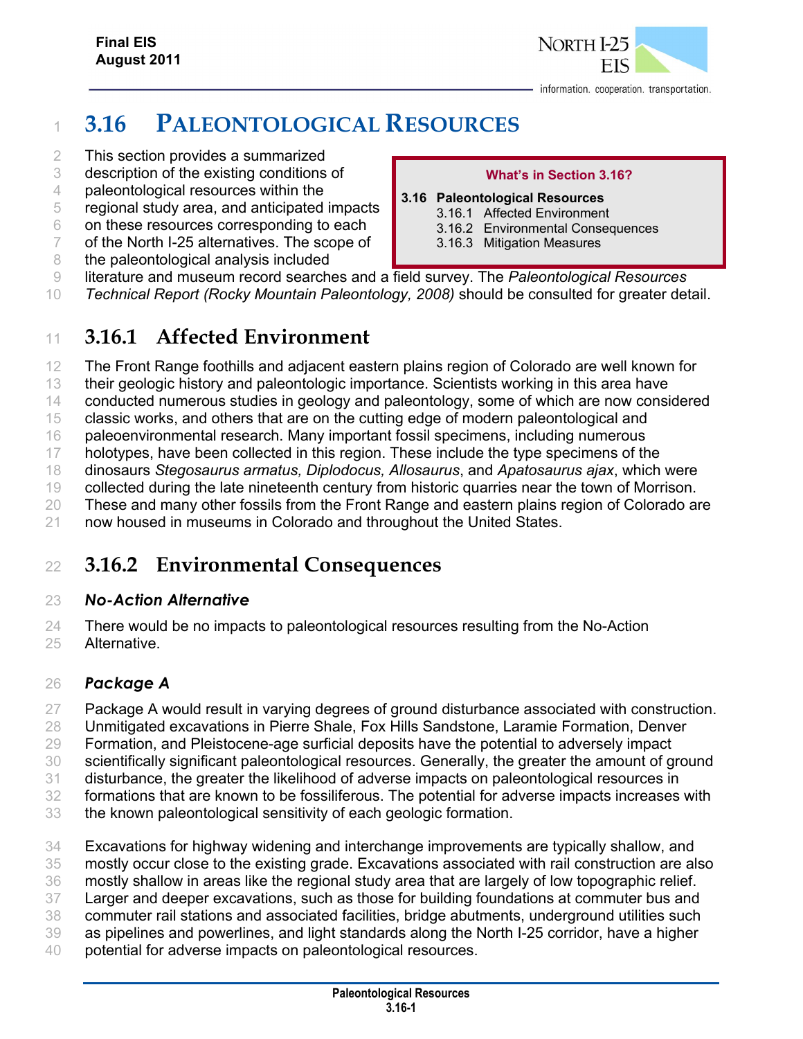# 3.16 PALEONTOLOGICAL RESOURCES

This section provides a summarized description of the existing conditions of paleontological resources within the regional study area, and anticipated impacts on these resources corresponding to each of the North I-25 alternatives. The scope of the paleontological analysis included literature and museum record searches and a field survey. The *Paleontological Resources Technical Report (Rocky Mountain Paleontology, 2008)* should be consulted for greater detail.

**What's in Section 3.16?**

**3.16 Paleontological Resources**
- 3.16.1 Affected Environment
- 3.16.2 Environmental Consequences
- 3.16.3 Mitigation Measures

## 3.16.1 Affected Environment

The Front Range foothills and adjacent eastern plains region of Colorado are well known for their geologic history and paleontologic importance. Scientists working in this area have conducted numerous studies in geology and paleontology, some of which are now considered classic works, and others that are on the cutting edge of modern paleontological and paleoenvironmental research. Many important fossil specimens, including numerous holotypes, have been collected in this region. These include the type specimens of the dinosaurs *Stegosaurus armatus, Diplodocus, Allosaurus*, and *Apatosaurus ajax*, which were collected during the late nineteenth century from historic quarries near the town of Morrison. These and many other fossils from the Front Range and eastern plains region of Colorado are now housed in museums in Colorado and throughout the United States.

## 3.16.2 Environmental Consequences

### *No-Action Alternative*

There would be no impacts to paleontological resources resulting from the No-Action Alternative.

### *Package A*

Package A would result in varying degrees of ground disturbance associated with construction. Unmitigated excavations in Pierre Shale, Fox Hills Sandstone, Laramie Formation, Denver Formation, and Pleistocene-age surficial deposits have the potential to adversely impact scientifically significant paleontological resources. Generally, the greater the amount of ground disturbance, the greater the likelihood of adverse impacts on paleontological resources in formations that are known to be fossiliferous. The potential for adverse impacts increases with the known paleontological sensitivity of each geologic formation.

Excavations for highway widening and interchange improvements are typically shallow, and mostly occur close to the existing grade. Excavations associated with rail construction are also mostly shallow in areas like the regional study area that are largely of low topographic relief. Larger and deeper excavations, such as those for building foundations at commuter bus and commuter rail stations and associated facilities, bridge abutments, underground utilities such as pipelines and powerlines, and light standards along the North I-25 corridor, have a higher potential for adverse impacts on paleontological resources.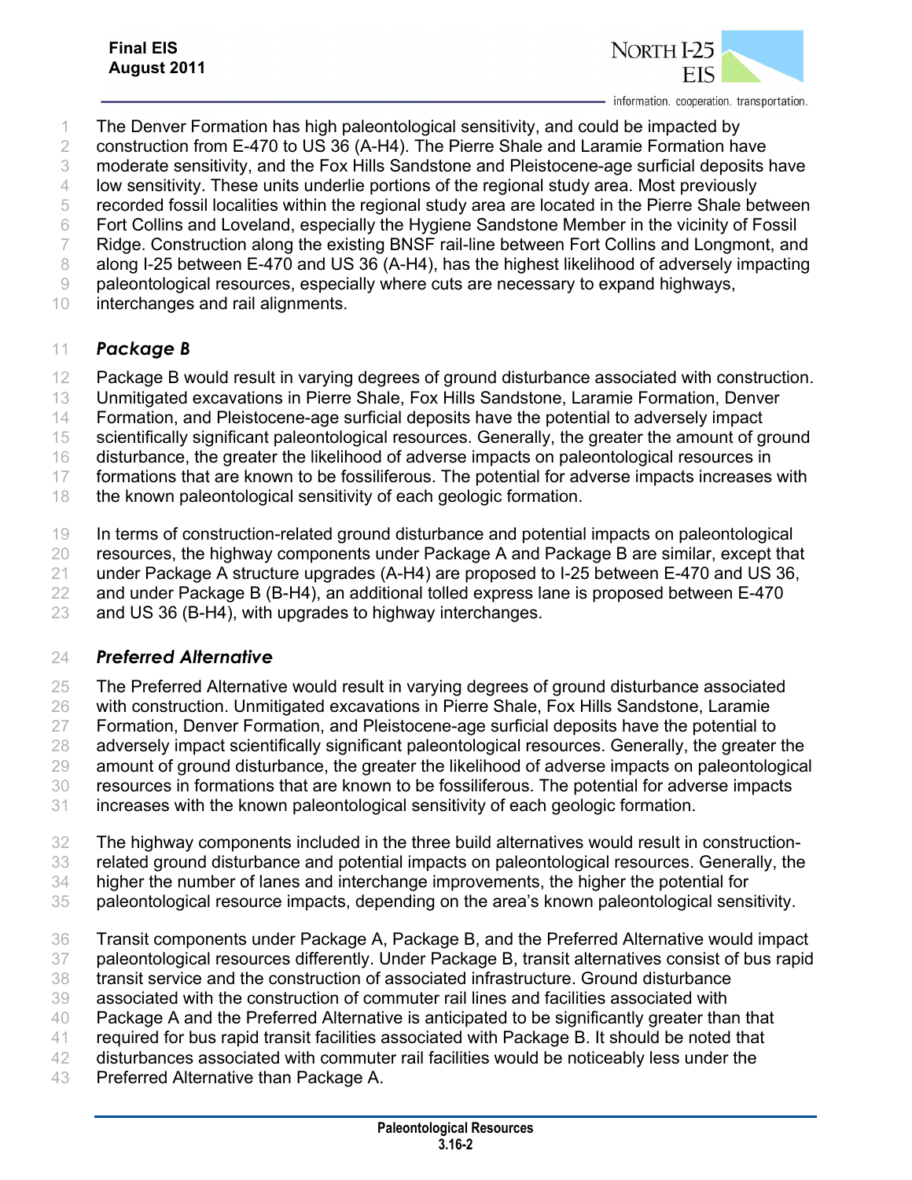The Denver Formation has high paleontological sensitivity, and could be impacted by construction from E-470 to US 36 (A-H4). The Pierre Shale and Laramie Formation have moderate sensitivity, and the Fox Hills Sandstone and Pleistocene-age surficial deposits have low sensitivity. These units underlie portions of the regional study area. Most previously recorded fossil localities within the regional study area are located in the Pierre Shale between Fort Collins and Loveland, especially the Hygiene Sandstone Member in the vicinity of Fossil Ridge. Construction along the existing BNSF rail-line between Fort Collins and Longmont, and along I-25 between E-470 and US 36 (A-H4), has the highest likelihood of adversely impacting paleontological resources, especially where cuts are necessary to expand highways, interchanges and rail alignments.

### *Package B*

Package B would result in varying degrees of ground disturbance associated with construction. Unmitigated excavations in Pierre Shale, Fox Hills Sandstone, Laramie Formation, Denver Formation, and Pleistocene-age surficial deposits have the potential to adversely impact scientifically significant paleontological resources. Generally, the greater the amount of ground disturbance, the greater the likelihood of adverse impacts on paleontological resources in formations that are known to be fossiliferous. The potential for adverse impacts increases with the known paleontological sensitivity of each geologic formation.

In terms of construction-related ground disturbance and potential impacts on paleontological resources, the highway components under Package A and Package B are similar, except that under Package A structure upgrades (A-H4) are proposed to I-25 between E-470 and US 36, and under Package B (B-H4), an additional tolled express lane is proposed between E-470 and US 36 (B-H4), with upgrades to highway interchanges.

### *Preferred Alternative*

The Preferred Alternative would result in varying degrees of ground disturbance associated with construction. Unmitigated excavations in Pierre Shale, Fox Hills Sandstone, Laramie Formation, Denver Formation, and Pleistocene-age surficial deposits have the potential to adversely impact scientifically significant paleontological resources. Generally, the greater the amount of ground disturbance, the greater the likelihood of adverse impacts on paleontological resources in formations that are known to be fossiliferous. The potential for adverse impacts increases with the known paleontological sensitivity of each geologic formation.

The highway components included in the three build alternatives would result in construction-related ground disturbance and potential impacts on paleontological resources. Generally, the higher the number of lanes and interchange improvements, the higher the potential for paleontological resource impacts, depending on the area's known paleontological sensitivity.

Transit components under Package A, Package B, and the Preferred Alternative would impact paleontological resources differently. Under Package B, transit alternatives consist of bus rapid transit service and the construction of associated infrastructure. Ground disturbance associated with the construction of commuter rail lines and facilities associated with Package A and the Preferred Alternative is anticipated to be significantly greater than that required for bus rapid transit facilities associated with Package B. It should be noted that disturbances associated with commuter rail facilities would be noticeably less under the Preferred Alternative than Package A.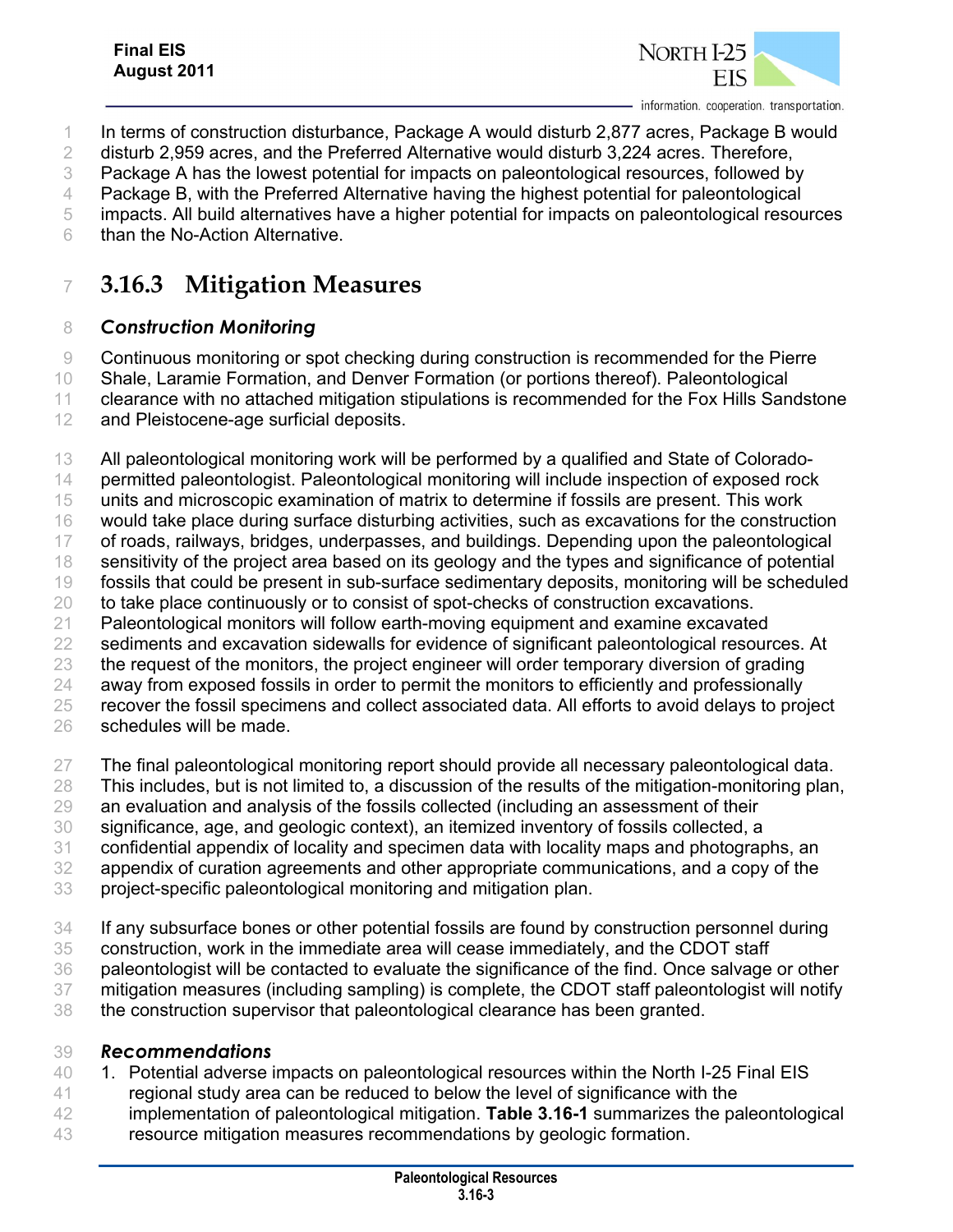In terms of construction disturbance, Package A would disturb 2,877 acres, Package B would disturb 2,959 acres, and the Preferred Alternative would disturb 3,224 acres. Therefore, Package A has the lowest potential for impacts on paleontological resources, followed by Package B, with the Preferred Alternative having the highest potential for paleontological impacts. All build alternatives have a higher potential for impacts on paleontological resources than the No-Action Alternative.

## 3.16.3 Mitigation Measures

### *Construction Monitoring*

Continuous monitoring or spot checking during construction is recommended for the Pierre Shale, Laramie Formation, and Denver Formation (or portions thereof). Paleontological clearance with no attached mitigation stipulations is recommended for the Fox Hills Sandstone and Pleistocene-age surficial deposits.

All paleontological monitoring work will be performed by a qualified and State of Colorado-permitted paleontologist. Paleontological monitoring will include inspection of exposed rock units and microscopic examination of matrix to determine if fossils are present. This work would take place during surface disturbing activities, such as excavations for the construction of roads, railways, bridges, underpasses, and buildings. Depending upon the paleontological sensitivity of the project area based on its geology and the types and significance of potential fossils that could be present in sub-surface sedimentary deposits, monitoring will be scheduled to take place continuously or to consist of spot-checks of construction excavations. Paleontological monitors will follow earth-moving equipment and examine excavated sediments and excavation sidewalls for evidence of significant paleontological resources. At the request of the monitors, the project engineer will order temporary diversion of grading away from exposed fossils in order to permit the monitors to efficiently and professionally recover the fossil specimens and collect associated data. All efforts to avoid delays to project schedules will be made.

The final paleontological monitoring report should provide all necessary paleontological data. This includes, but is not limited to, a discussion of the results of the mitigation-monitoring plan, an evaluation and analysis of the fossils collected (including an assessment of their significance, age, and geologic context), an itemized inventory of fossils collected, a confidential appendix of locality and specimen data with locality maps and photographs, an appendix of curation agreements and other appropriate communications, and a copy of the project-specific paleontological monitoring and mitigation plan.

If any subsurface bones or other potential fossils are found by construction personnel during construction, work in the immediate area will cease immediately, and the CDOT staff paleontologist will be contacted to evaluate the significance of the find. Once salvage or other mitigation measures (including sampling) is complete, the CDOT staff paleontologist will notify the construction supervisor that paleontological clearance has been granted.

### *Recommendations*

1. Potential adverse impacts on paleontological resources within the North I-25 Final EIS regional study area can be reduced to below the level of significance with the implementation of paleontological mitigation. **Table 3.16-1** summarizes the paleontological resource mitigation measures recommendations by geologic formation.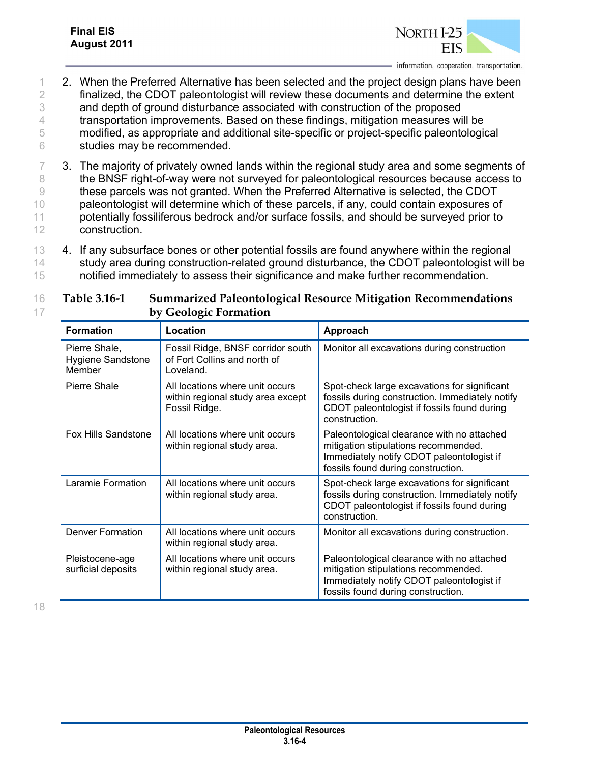2. When the Preferred Alternative has been selected and the project design plans have been finalized, the CDOT paleontologist will review these documents and determine the extent and depth of ground disturbance associated with construction of the proposed transportation improvements. Based on these findings, mitigation measures will be modified, as appropriate and additional site-specific or project-specific paleontological studies may be recommended.

3. The majority of privately owned lands within the regional study area and some segments of the BNSF right-of-way were not surveyed for paleontological resources because access to these parcels was not granted. When the Preferred Alternative is selected, the CDOT paleontologist will determine which of these parcels, if any, could contain exposures of potentially fossiliferous bedrock and/or surface fossils, and should be surveyed prior to construction.

4. If any subsurface bones or other potential fossils are found anywhere within the regional study area during construction-related ground disturbance, the CDOT paleontologist will be notified immediately to assess their significance and make further recommendation.

**Table 3.16-1 Summarized Paleontological Resource Mitigation Recommendations by Geologic Formation**

| Formation | Location | Approach |
|---|---|---|
| Pierre Shale, Hygiene Sandstone Member | Fossil Ridge, BNSF corridor south of Fort Collins and north of Loveland. | Monitor all excavations during construction |
| Pierre Shale | All locations where unit occurs within regional study area except Fossil Ridge. | Spot-check large excavations for significant fossils during construction. Immediately notify CDOT paleontologist if fossils found during construction. |
| Fox Hills Sandstone | All locations where unit occurs within regional study area. | Paleontological clearance with no attached mitigation stipulations recommended. Immediately notify CDOT paleontologist if fossils found during construction. |
| Laramie Formation | All locations where unit occurs within regional study area. | Spot-check large excavations for significant fossils during construction. Immediately notify CDOT paleontologist if fossils found during construction. |
| Denver Formation | All locations where unit occurs within regional study area. | Monitor all excavations during construction. |
| Pleistocene-age surficial deposits | All locations where unit occurs within regional study area. | Paleontological clearance with no attached mitigation stipulations recommended. Immediately notify CDOT paleontologist if fossils found during construction. |